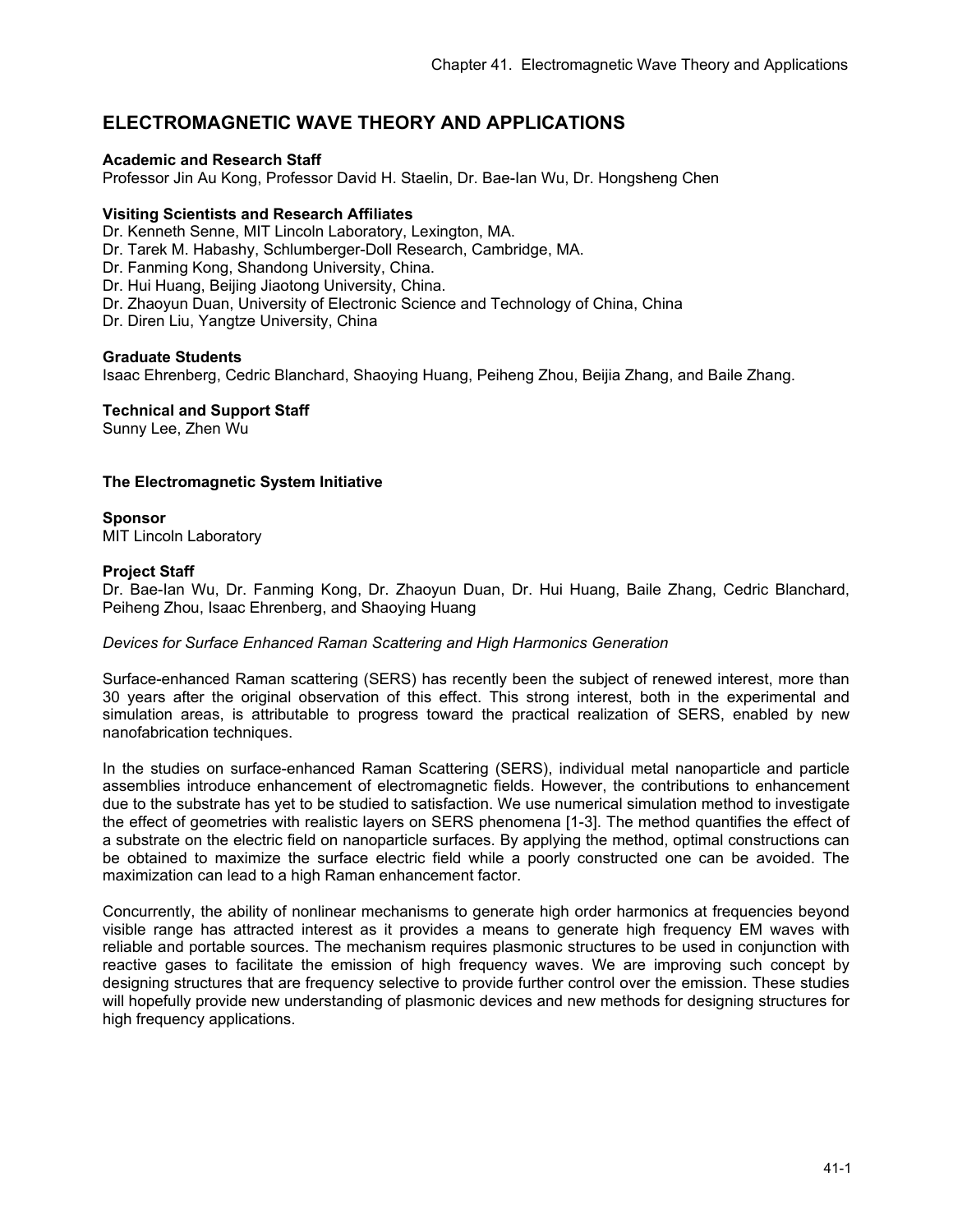# ELECTROMAGNETIC WAVE THEORY AND APPLICATIONS

**Academic and Research Staff**
Professor Jin Au Kong, Professor David H. Staelin, Dr. Bae-Ian Wu, Dr. Hongsheng Chen

**Visiting Scientists and Research Affiliates**
Dr. Kenneth Senne, MIT Lincoln Laboratory, Lexington, MA.
Dr. Tarek M. Habashy, Schlumberger-Doll Research, Cambridge, MA.
Dr. Fanming Kong, Shandong University, China.
Dr. Hui Huang, Beijing Jiaotong University, China.
Dr. Zhaoyun Duan, University of Electronic Science and Technology of China, China
Dr. Diren Liu, Yangtze University, China

**Graduate Students**
Isaac Ehrenberg, Cedric Blanchard, Shaoying Huang, Peiheng Zhou, Beijia Zhang, and Baile Zhang.

**Technical and Support Staff**
Sunny Lee, Zhen Wu

**The Electromagnetic System Initiative**

**Sponsor**
MIT Lincoln Laboratory

**Project Staff**
Dr. Bae-Ian Wu, Dr. Fanming Kong, Dr. Zhaoyun Duan, Dr. Hui Huang, Baile Zhang, Cedric Blanchard, Peiheng Zhou, Isaac Ehrenberg, and Shaoying Huang

*Devices for Surface Enhanced Raman Scattering and High Harmonics Generation*

Surface-enhanced Raman scattering (SERS) has recently been the subject of renewed interest, more than 30 years after the original observation of this effect. This strong interest, both in the experimental and simulation areas, is attributable to progress toward the practical realization of SERS, enabled by new nanofabrication techniques.

In the studies on surface-enhanced Raman Scattering (SERS), individual metal nanoparticle and particle assemblies introduce enhancement of electromagnetic fields. However, the contributions to enhancement due to the substrate has yet to be studied to satisfaction. We use numerical simulation method to investigate the effect of geometries with realistic layers on SERS phenomena [1-3]. The method quantifies the effect of a substrate on the electric field on nanoparticle surfaces. By applying the method, optimal constructions can be obtained to maximize the surface electric field while a poorly constructed one can be avoided. The maximization can lead to a high Raman enhancement factor.

Concurrently, the ability of nonlinear mechanisms to generate high order harmonics at frequencies beyond visible range has attracted interest as it provides a means to generate high frequency EM waves with reliable and portable sources. The mechanism requires plasmonic structures to be used in conjunction with reactive gases to facilitate the emission of high frequency waves. We are improving such concept by designing structures that are frequency selective to provide further control over the emission. These studies will hopefully provide new understanding of plasmonic devices and new methods for designing structures for high frequency applications.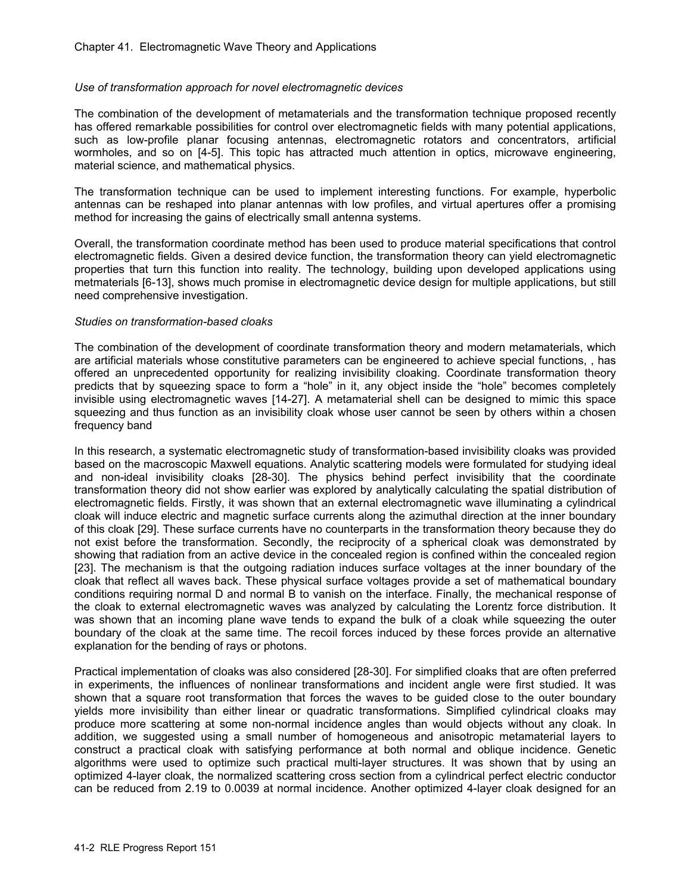*Use of transformation approach for novel electromagnetic devices*

The combination of the development of metamaterials and the transformation technique proposed recently has offered remarkable possibilities for control over electromagnetic fields with many potential applications, such as low-profile planar focusing antennas, electromagnetic rotators and concentrators, artificial wormholes, and so on [4-5]. This topic has attracted much attention in optics, microwave engineering, material science, and mathematical physics.

The transformation technique can be used to implement interesting functions. For example, hyperbolic antennas can be reshaped into planar antennas with low profiles, and virtual apertures offer a promising method for increasing the gains of electrically small antenna systems.

Overall, the transformation coordinate method has been used to produce material specifications that control electromagnetic fields. Given a desired device function, the transformation theory can yield electromagnetic properties that turn this function into reality. The technology, building upon developed applications using metmaterials [6-13], shows much promise in electromagnetic device design for multiple applications, but still need comprehensive investigation.

*Studies on transformation-based cloaks*

The combination of the development of coordinate transformation theory and modern metamaterials, which are artificial materials whose constitutive parameters can be engineered to achieve special functions, , has offered an unprecedented opportunity for realizing invisibility cloaking. Coordinate transformation theory predicts that by squeezing space to form a "hole" in it, any object inside the "hole" becomes completely invisible using electromagnetic waves [14-27]. A metamaterial shell can be designed to mimic this space squeezing and thus function as an invisibility cloak whose user cannot be seen by others within a chosen frequency band

In this research, a systematic electromagnetic study of transformation-based invisibility cloaks was provided based on the macroscopic Maxwell equations. Analytic scattering models were formulated for studying ideal and non-ideal invisibility cloaks [28-30]. The physics behind perfect invisibility that the coordinate transformation theory did not show earlier was explored by analytically calculating the spatial distribution of electromagnetic fields. Firstly, it was shown that an external electromagnetic wave illuminating a cylindrical cloak will induce electric and magnetic surface currents along the azimuthal direction at the inner boundary of this cloak [29]. These surface currents have no counterparts in the transformation theory because they do not exist before the transformation. Secondly, the reciprocity of a spherical cloak was demonstrated by showing that radiation from an active device in the concealed region is confined within the concealed region [23]. The mechanism is that the outgoing radiation induces surface voltages at the inner boundary of the cloak that reflect all waves back. These physical surface voltages provide a set of mathematical boundary conditions requiring normal D and normal B to vanish on the interface. Finally, the mechanical response of the cloak to external electromagnetic waves was analyzed by calculating the Lorentz force distribution. It was shown that an incoming plane wave tends to expand the bulk of a cloak while squeezing the outer boundary of the cloak at the same time. The recoil forces induced by these forces provide an alternative explanation for the bending of rays or photons.

Practical implementation of cloaks was also considered [28-30]. For simplified cloaks that are often preferred in experiments, the influences of nonlinear transformations and incident angle were first studied. It was shown that a square root transformation that forces the waves to be guided close to the outer boundary yields more invisibility than either linear or quadratic transformations. Simplified cylindrical cloaks may produce more scattering at some non-normal incidence angles than would objects without any cloak. In addition, we suggested using a small number of homogeneous and anisotropic metamaterial layers to construct a practical cloak with satisfying performance at both normal and oblique incidence. Genetic algorithms were used to optimize such practical multi-layer structures. It was shown that by using an optimized 4-layer cloak, the normalized scattering cross section from a cylindrical perfect electric conductor can be reduced from 2.19 to 0.0039 at normal incidence. Another optimized 4-layer cloak designed for an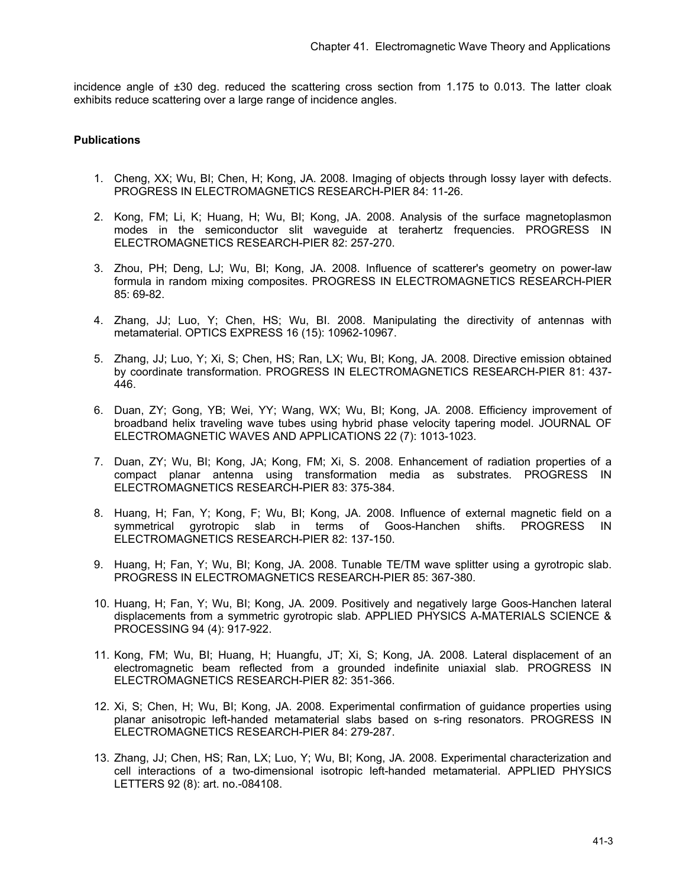incidence angle of ±30 deg. reduced the scattering cross section from 1.175 to 0.013. The latter cloak exhibits reduce scattering over a large range of incidence angles.

**Publications**

1. Cheng, XX; Wu, BI; Chen, H; Kong, JA. 2008. Imaging of objects through lossy layer with defects. PROGRESS IN ELECTROMAGNETICS RESEARCH-PIER 84: 11-26.

2. Kong, FM; Li, K; Huang, H; Wu, BI; Kong, JA. 2008. Analysis of the surface magnetoplasmon modes in the semiconductor slit waveguide at terahertz frequencies. PROGRESS IN ELECTROMAGNETICS RESEARCH-PIER 82: 257-270.

3. Zhou, PH; Deng, LJ; Wu, BI; Kong, JA. 2008. Influence of scatterer's geometry on power-law formula in random mixing composites. PROGRESS IN ELECTROMAGNETICS RESEARCH-PIER 85: 69-82.

4. Zhang, JJ; Luo, Y; Chen, HS; Wu, BI. 2008. Manipulating the directivity of antennas with metamaterial. OPTICS EXPRESS 16 (15): 10962-10967.

5. Zhang, JJ; Luo, Y; Xi, S; Chen, HS; Ran, LX; Wu, BI; Kong, JA. 2008. Directive emission obtained by coordinate transformation. PROGRESS IN ELECTROMAGNETICS RESEARCH-PIER 81: 437-446.

6. Duan, ZY; Gong, YB; Wei, YY; Wang, WX; Wu, BI; Kong, JA. 2008. Efficiency improvement of broadband helix traveling wave tubes using hybrid phase velocity tapering model. JOURNAL OF ELECTROMAGNETIC WAVES AND APPLICATIONS 22 (7): 1013-1023.

7. Duan, ZY; Wu, BI; Kong, JA; Kong, FM; Xi, S. 2008. Enhancement of radiation properties of a compact planar antenna using transformation media as substrates. PROGRESS IN ELECTROMAGNETICS RESEARCH-PIER 83: 375-384.

8. Huang, H; Fan, Y; Kong, F; Wu, BI; Kong, JA. 2008. Influence of external magnetic field on a symmetrical gyrotropic slab in terms of Goos-Hanchen shifts. PROGRESS IN ELECTROMAGNETICS RESEARCH-PIER 82: 137-150.

9. Huang, H; Fan, Y; Wu, BI; Kong, JA. 2008. Tunable TE/TM wave splitter using a gyrotropic slab. PROGRESS IN ELECTROMAGNETICS RESEARCH-PIER 85: 367-380.

10. Huang, H; Fan, Y; Wu, BI; Kong, JA. 2009. Positively and negatively large Goos-Hanchen lateral displacements from a symmetric gyrotropic slab. APPLIED PHYSICS A-MATERIALS SCIENCE & PROCESSING 94 (4): 917-922.

11. Kong, FM; Wu, BI; Huang, H; Huangfu, JT; Xi, S; Kong, JA. 2008. Lateral displacement of an electromagnetic beam reflected from a grounded indefinite uniaxial slab. PROGRESS IN ELECTROMAGNETICS RESEARCH-PIER 82: 351-366.

12. Xi, S; Chen, H; Wu, BI; Kong, JA. 2008. Experimental confirmation of guidance properties using planar anisotropic left-handed metamaterial slabs based on s-ring resonators. PROGRESS IN ELECTROMAGNETICS RESEARCH-PIER 84: 279-287.

13. Zhang, JJ; Chen, HS; Ran, LX; Luo, Y; Wu, BI; Kong, JA. 2008. Experimental characterization and cell interactions of a two-dimensional isotropic left-handed metamaterial. APPLIED PHYSICS LETTERS 92 (8): art. no.-084108.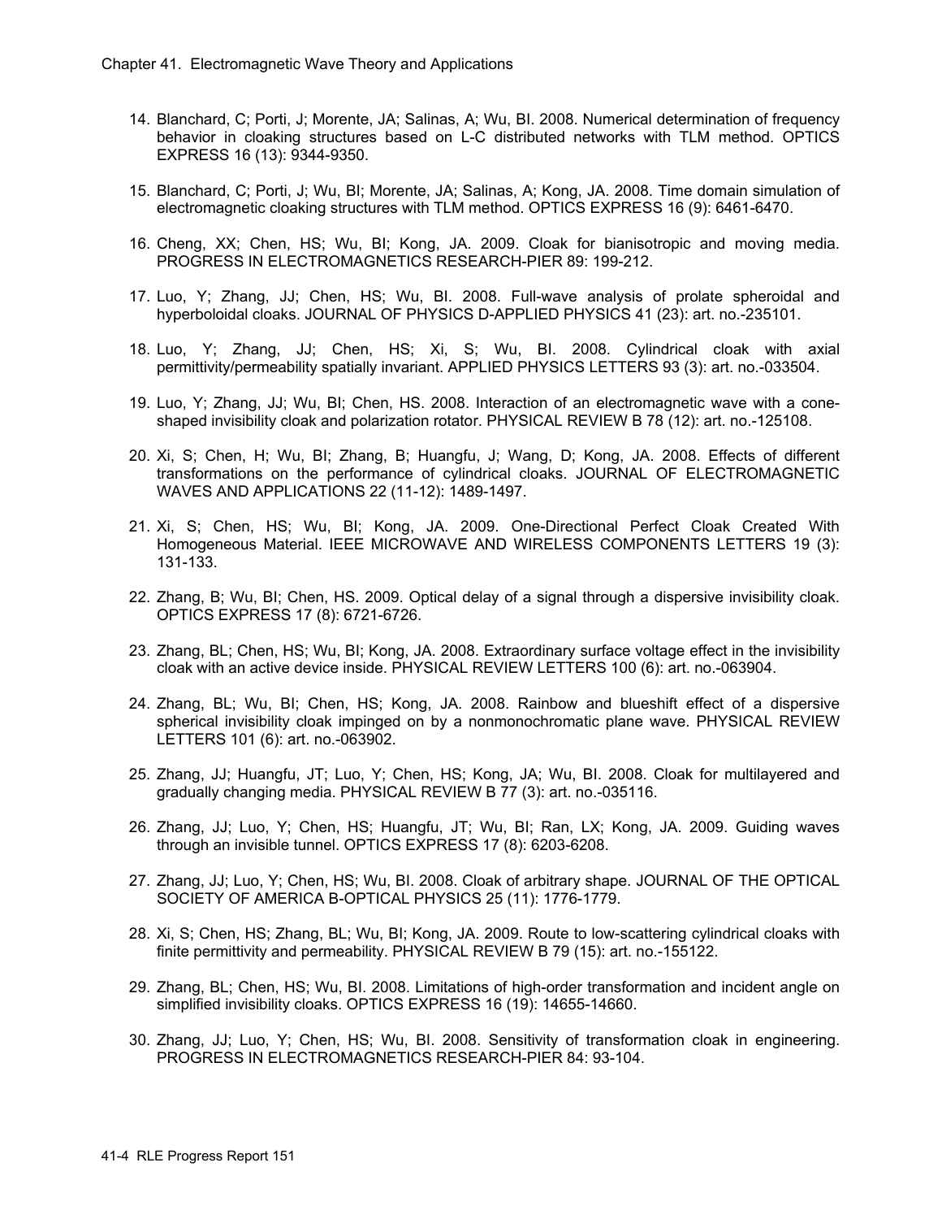14. Blanchard, C; Porti, J; Morente, JA; Salinas, A; Wu, BI. 2008. Numerical determination of frequency behavior in cloaking structures based on L-C distributed networks with TLM method. OPTICS EXPRESS 16 (13): 9344-9350.

15. Blanchard, C; Porti, J; Wu, BI; Morente, JA; Salinas, A; Kong, JA. 2008. Time domain simulation of electromagnetic cloaking structures with TLM method. OPTICS EXPRESS 16 (9): 6461-6470.

16. Cheng, XX; Chen, HS; Wu, BI; Kong, JA. 2009. Cloak for bianisotropic and moving media. PROGRESS IN ELECTROMAGNETICS RESEARCH-PIER 89: 199-212.

17. Luo, Y; Zhang, JJ; Chen, HS; Wu, BI. 2008. Full-wave analysis of prolate spheroidal and hyperboloidal cloaks. JOURNAL OF PHYSICS D-APPLIED PHYSICS 41 (23): art. no.-235101.

18. Luo, Y; Zhang, JJ; Chen, HS; Xi, S; Wu, BI. 2008. Cylindrical cloak with axial permittivity/permeability spatially invariant. APPLIED PHYSICS LETTERS 93 (3): art. no.-033504.

19. Luo, Y; Zhang, JJ; Wu, BI; Chen, HS. 2008. Interaction of an electromagnetic wave with a cone-shaped invisibility cloak and polarization rotator. PHYSICAL REVIEW B 78 (12): art. no.-125108.

20. Xi, S; Chen, H; Wu, BI; Zhang, B; Huangfu, J; Wang, D; Kong, JA. 2008. Effects of different transformations on the performance of cylindrical cloaks. JOURNAL OF ELECTROMAGNETIC WAVES AND APPLICATIONS 22 (11-12): 1489-1497.

21. Xi, S; Chen, HS; Wu, BI; Kong, JA. 2009. One-Directional Perfect Cloak Created With Homogeneous Material. IEEE MICROWAVE AND WIRELESS COMPONENTS LETTERS 19 (3): 131-133.

22. Zhang, B; Wu, BI; Chen, HS. 2009. Optical delay of a signal through a dispersive invisibility cloak. OPTICS EXPRESS 17 (8): 6721-6726.

23. Zhang, BL; Chen, HS; Wu, BI; Kong, JA. 2008. Extraordinary surface voltage effect in the invisibility cloak with an active device inside. PHYSICAL REVIEW LETTERS 100 (6): art. no.-063904.

24. Zhang, BL; Wu, BI; Chen, HS; Kong, JA. 2008. Rainbow and blueshift effect of a dispersive spherical invisibility cloak impinged on by a nonmonochromatic plane wave. PHYSICAL REVIEW LETTERS 101 (6): art. no.-063902.

25. Zhang, JJ; Huangfu, JT; Luo, Y; Chen, HS; Kong, JA; Wu, BI. 2008. Cloak for multilayered and gradually changing media. PHYSICAL REVIEW B 77 (3): art. no.-035116.

26. Zhang, JJ; Luo, Y; Chen, HS; Huangfu, JT; Wu, BI; Ran, LX; Kong, JA. 2009. Guiding waves through an invisible tunnel. OPTICS EXPRESS 17 (8): 6203-6208.

27. Zhang, JJ; Luo, Y; Chen, HS; Wu, BI. 2008. Cloak of arbitrary shape. JOURNAL OF THE OPTICAL SOCIETY OF AMERICA B-OPTICAL PHYSICS 25 (11): 1776-1779.

28. Xi, S; Chen, HS; Zhang, BL; Wu, BI; Kong, JA. 2009. Route to low-scattering cylindrical cloaks with finite permittivity and permeability. PHYSICAL REVIEW B 79 (15): art. no.-155122.

29. Zhang, BL; Chen, HS; Wu, BI. 2008. Limitations of high-order transformation and incident angle on simplified invisibility cloaks. OPTICS EXPRESS 16 (19): 14655-14660.

30. Zhang, JJ; Luo, Y; Chen, HS; Wu, BI. 2008. Sensitivity of transformation cloak in engineering. PROGRESS IN ELECTROMAGNETICS RESEARCH-PIER 84: 93-104.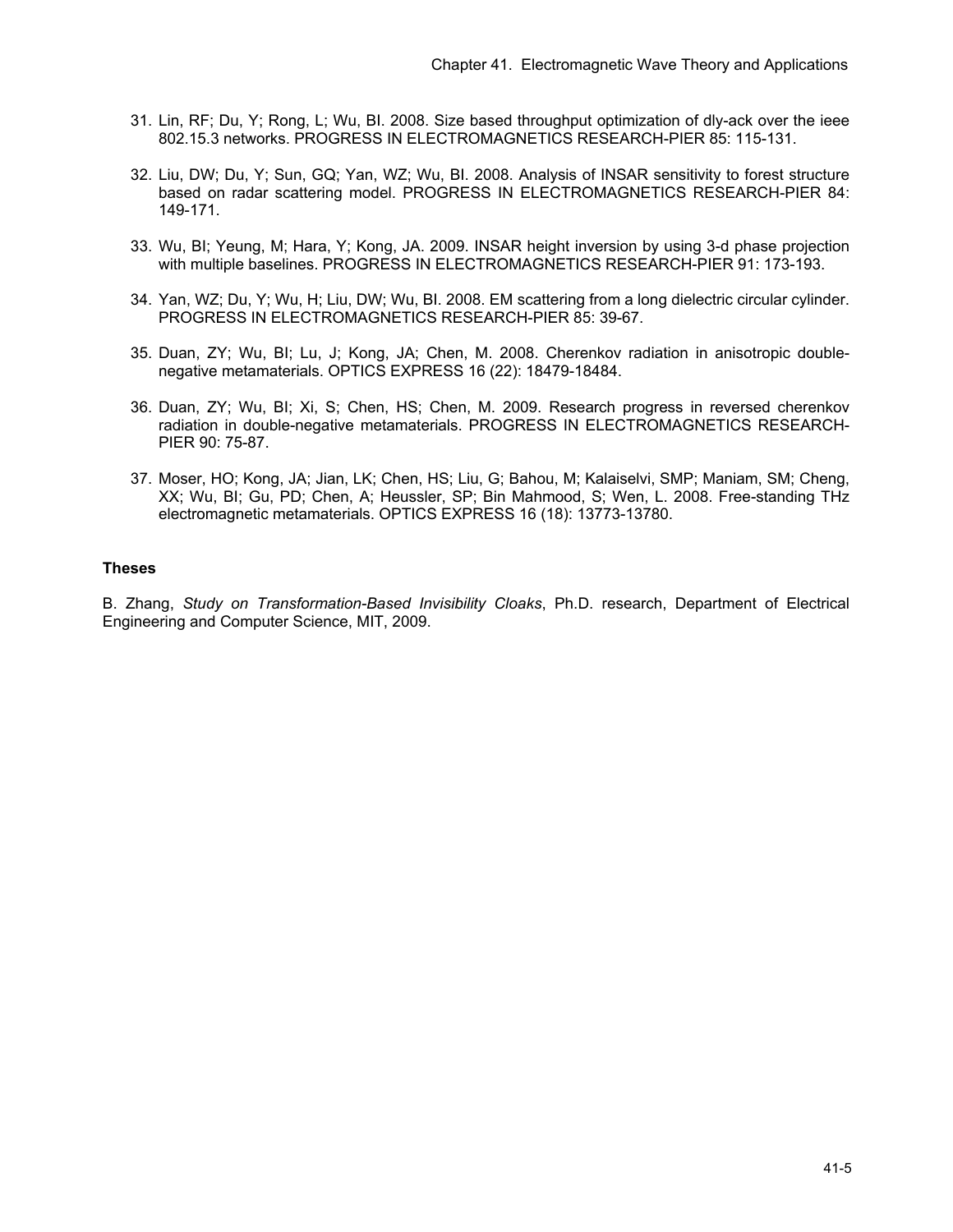31. Lin, RF; Du, Y; Rong, L; Wu, BI. 2008. Size based throughput optimization of dly-ack over the ieee 802.15.3 networks. PROGRESS IN ELECTROMAGNETICS RESEARCH-PIER 85: 115-131.

32. Liu, DW; Du, Y; Sun, GQ; Yan, WZ; Wu, BI. 2008. Analysis of INSAR sensitivity to forest structure based on radar scattering model. PROGRESS IN ELECTROMAGNETICS RESEARCH-PIER 84: 149-171.

33. Wu, BI; Yeung, M; Hara, Y; Kong, JA. 2009. INSAR height inversion by using 3-d phase projection with multiple baselines. PROGRESS IN ELECTROMAGNETICS RESEARCH-PIER 91: 173-193.

34. Yan, WZ; Du, Y; Wu, H; Liu, DW; Wu, BI. 2008. EM scattering from a long dielectric circular cylinder. PROGRESS IN ELECTROMAGNETICS RESEARCH-PIER 85: 39-67.

35. Duan, ZY; Wu, BI; Lu, J; Kong, JA; Chen, M. 2008. Cherenkov radiation in anisotropic double-negative metamaterials. OPTICS EXPRESS 16 (22): 18479-18484.

36. Duan, ZY; Wu, BI; Xi, S; Chen, HS; Chen, M. 2009. Research progress in reversed cherenkov radiation in double-negative metamaterials. PROGRESS IN ELECTROMAGNETICS RESEARCH-PIER 90: 75-87.

37. Moser, HO; Kong, JA; Jian, LK; Chen, HS; Liu, G; Bahou, M; Kalaiselvi, SMP; Maniam, SM; Cheng, XX; Wu, BI; Gu, PD; Chen, A; Heussler, SP; Bin Mahmood, S; Wen, L. 2008. Free-standing THz electromagnetic metamaterials. OPTICS EXPRESS 16 (18): 13773-13780.

**Theses**

B. Zhang, *Study on Transformation-Based Invisibility Cloaks*, Ph.D. research, Department of Electrical Engineering and Computer Science, MIT, 2009.